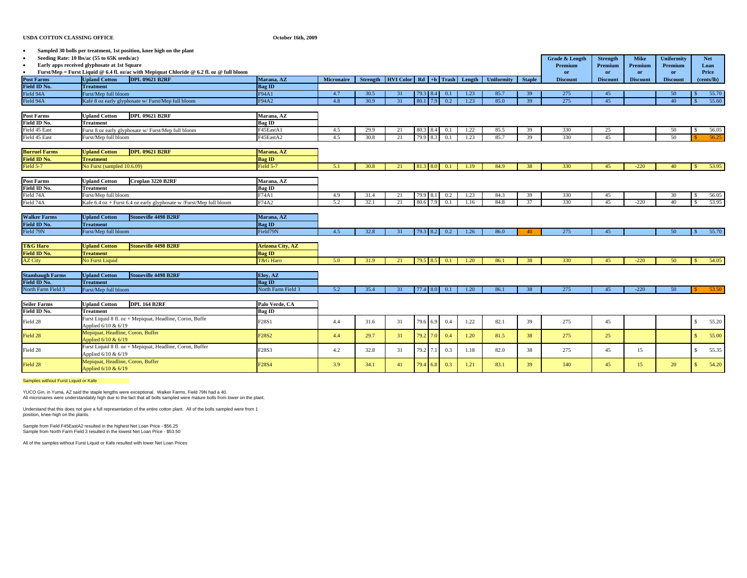**USDA COTTON CLASSING OFFICE** **October 16th, 2009**

- **Sampled 30 bolls per treatment, 1st position, knee high on the plant**
- **Seeding Rate: 10 lbs/ac (55 to 65K seeds/ac)**
- **Early apps received glyphosate at 1st Square**
- **Furst/Mep = Furst Liquid @ 6.4 fl. oz/ac with Mepiquat Chloride @ 6.2 fl. oz @ full bloom**

| Farm / Field ID No. | Upland Cotton / Treatment | Location / Bag ID | Micronaire | Strength | HVI Color | Rd | +b | Trash | Length | Uniformity | Staple | Grade & Length Premium or Discount | Strength Premium or Discount | Mike Premium or Discount | Uniformity Premium or Discount | Net Loan Price (cents/lb) |
|---|---|---|---|---|---|---|---|---|---|---|---|---|---|---|---|---|
| **Post Farms** | **Upland Cotton — DPL 09621 B2RF** | **Marana, AZ** | | | | | | | | | | | | | | |
| **Field ID No.** | **Treatment** | **Bag ID** | | | | | | | | | | | | | | |
| Field 94A | Furst/Mep full bloom | F94A1 | 4.7 | 30.5 | 31 | 79.3 | 8.4 | 0.1 | 1.23 | 85.7 | 39 | 275 | 45 | | 50 | $ 55.70 |
| Field 94A | Kafé 8 oz early glyphosate w/ Furst/Mep full bloom | F94A2 | 4.8 | 30.9 | 31 | 80.1 | 7.9 | 0.2 | 1.23 | 85.0 | 39 | 275 | 45 | | 40 | $ 55.60 |
| **Post Farms** | **Upland Cotton — DPL 09621 B2RF** | **Marana, AZ** | | | | | | | | | | | | | | |
| **Field ID No.** | **Treatment** | **Bag ID** | | | | | | | | | | | | | | |
| Field 45 East | Furst 8 oz early glyphosate w/ Furst/Mep full bloom | F45EastA1 | 4.5 | 29.9 | 21 | 80.3 | 8.4 | 0.1 | 1.22 | 85.5 | 39 | 330 | 25 | | 50 | $ 56.05 |
| Field 45 East | Furst/Mep full bloom | F45EastA2 | 4.5 | 30.8 | 21 | 79.9 | 8.3 | 0.1 | 1.23 | 85.7 | 39 | 330 | 45 | | 50 | $ 56.25 |
| **Burruel Farms** | **Upland Cotton — DPL 09621 B2RF** | **Marana, AZ** | | | | | | | | | | | | | | |
| **Field ID No.** | **Treatment** | **Bag ID** | | | | | | | | | | | | | | |
| Field 5-7 | No Furst (sampled 10.6.09) | Field 5-7 | 5.1 | 30.8 | 21 | 81.3 | 8.0 | 0.1 | 1.19 | 84.9 | 38 | 330 | 45 | -220 | 40 | $ 53.95 |
| **Post Farms** | **Upland Cotton — Croplan 3220 B2RF** | **Marana, AZ** | | | | | | | | | | | | | | |
| **Field ID No.** | **Treatment** | **Bag ID** | | | | | | | | | | | | | | |
| Field 74A | Furst/Mep full bloom | F74A1 | 4.9 | 31.4 | 21 | 79.9 | 8.1 | 0.2 | 1.23 | 84.3 | 39 | 330 | 45 | | 30 | $ 56.05 |
| Field 74A | Kafe 6.4 oz + Furst 6.4 oz early glyphosate w /Furst/Mep full bloom | F74A2 | 5.2 | 32.1 | 21 | 80.6 | 7.9 | 0.1 | 1.16 | 84.8 | 37 | 330 | 45 | -220 | 40 | $ 53.95 |
| **Walker Farms** | **Upland Cotton — Stoneville 4498 B2RF** | **Marana, AZ** | | | | | | | | | | | | | | |
| **Field ID No.** | **Treatment** | **Bag ID** | | | | | | | | | | | | | | |
| Field 79N | Furst/Mep full bloom | Field79N | 4.5 | 32.8 | 31 | 79.3 | 8.2 | 0.2 | 1.26 | 86.0 | 40 | 275 | 45 | | 50 | $ 55.70 |
| **T&G Haro** | **Upland Cotton — Stoneville 4498 B2RF** | **Arizona City, AZ** | | | | | | | | | | | | | | |
| **Field ID No.** | **Treatment** | **Bag ID** | | | | | | | | | | | | | | |
| AZ City | No Furst Liquid | T&G Haro | 5.0 | 31.9 | 21 | 79.5 | 8.5 | 0.1 | 1.20 | 86.1 | 38 | 330 | 45 | -220 | 50 | $ 54.05 |
| **Stambaugh Farms** | **Upland Cotton — Stoneville 4498 B2RF** | **Eloy, AZ** | | | | | | | | | | | | | | |
| **Field ID No.** | **Treatment** | **Bag ID** | | | | | | | | | | | | | | |
| North Farm Field 3 | Furst/Mep full bloom | North Farm Field 3 | 5.2 | 35.4 | 31 | 77.4 | 8.0 | 0.1 | 1.20 | 86.1 | 38 | 275 | 45 | -220 | 50 | $ 53.50 |
| **Seiler Farms** | **Upland Cotton — DPL 164 B2RF** | **Palo Verde, CA** | | | | | | | | | | | | | | |
| **Field ID No.** | **Treatment** | **Bag ID** | | | | | | | | | | | | | | |
| Field 28 | Furst Liquid 8 fl. oz + Mepiquat, Headline, Coron, Buffe Applied 6/10 & 6/19 | F28S1 | 4.4 | 31.6 | 31 | 79.6 | 6.9 | 0.4 | 1.22 | 82.1 | 39 | 275 | 45 | | | $ 55.20 |
| Field 28 | Mepiquat, Headline, Coron, Buffer Applied 6/10 & 6/19 | F28S2 | 4.4 | 29.7 | 31 | 79.2 | 7.0 | 0.4 | 1.20 | 81.5 | 38 | 275 | 25 | | | $ 55.00 |
| Field 28 | Furst Liquid 8 fl. oz + Mepiquat, Headline, Coron, Buffer Applied 6/10 & 6/19 | F28S3 | 4.2 | 32.8 | 31 | 79.2 | 7.1 | 0.3 | 1.18 | 82.0 | 38 | 275 | 45 | 15 | | $ 55.35 |
| Field 28 | Mepiquat, Headline, Coron, Buffer Applied 6/10 & 6/19 | F28S4 | 3.9 | 34.1 | 41 | 79.4 | 6.8 | 0.3 | 1.21 | 83.1 | 39 | 140 | 45 | 15 | 20 | $ 54.20 |

Samples without Furst Liquid or Kafe

YUCO Gin, in Yuma, AZ said the staple lengths were exceptional. Walker Farms, Field 79N had a 40.
All micronaires were understandably high due to the fact that all bolls sampled were mature bolls from lower on the plant.

Understand that this does not give a full representation of the entire cotton plant. All of the bolls sampled were from 1 position, knee-high on the plants.

Sample from Field F45EastA2 resulted in the highest Net Loan Price - $56.25
Sample from North Farm Field 3 resulted in the lowest Net Loan Price - $53.50

All of the samples without Furst Liquid or Kafe resulted with lower Net Loan Prices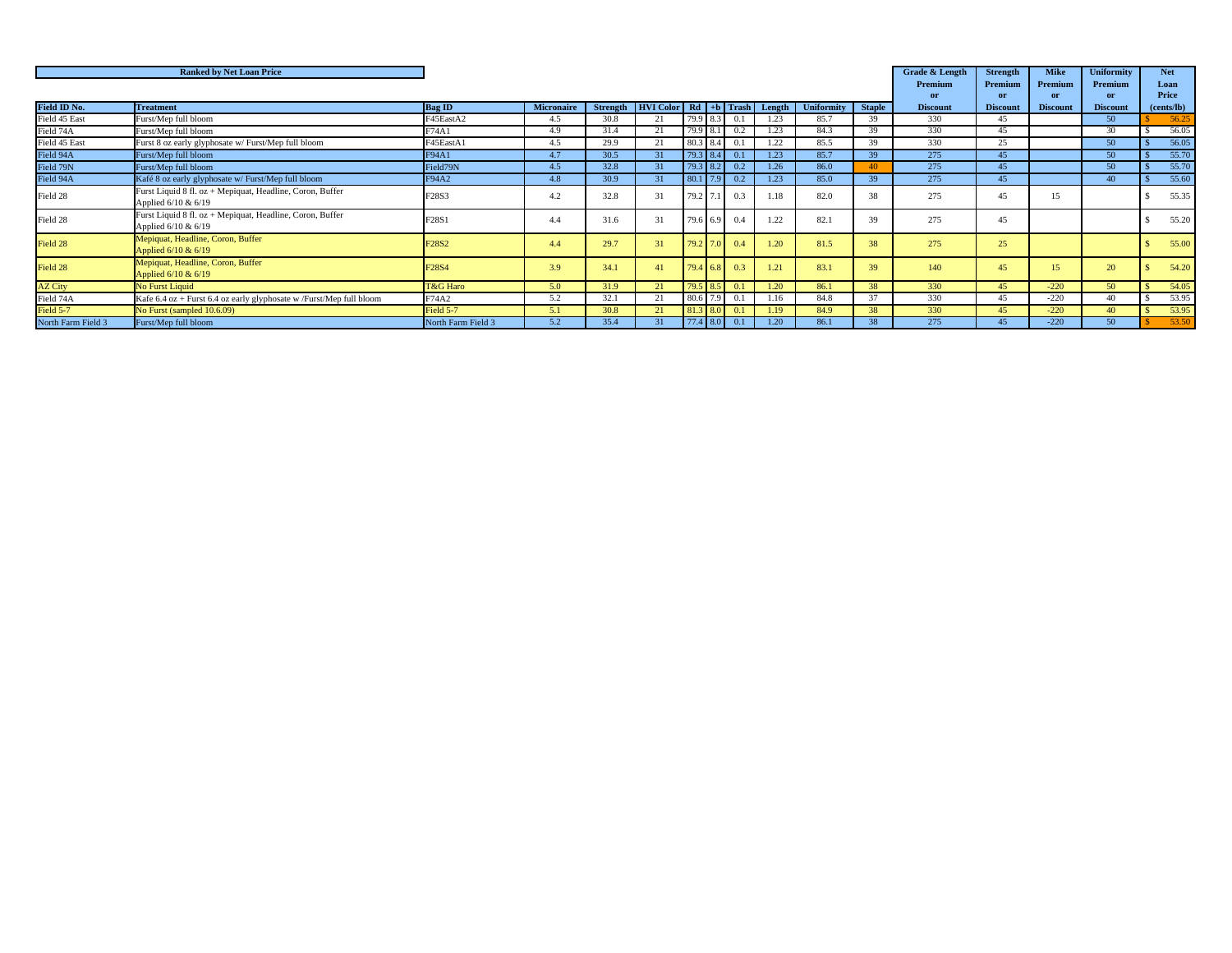| Ranked by Net Loan Price | | | | | | | | | | | | | Grade & Length Premium or Discount | Strength Premium or Discount | Mike Premium or Discount | Uniformity Premium or Discount | Net Loan Price (cents/lb) |
|---|---|---|---|---|---|---|---|---|---|---|---|---|---|---|---|---|---|
| Field ID No. | Treatment | Bag ID | Micronaire | Strength | HVI Color | Rd | +b | Trash | Length | Uniformity | Staple | | | | | | |
| Field 45 East | Furst/Mep full bloom | F45EastA2 | 4.5 | 30.8 | 21 | 79.9 | 8.3 | 0.1 | 1.23 | 85.7 | 39 | 330 | 45 | | 50 | $ 56.25 |
| Field 74A | Furst/Mep full bloom | F74A1 | 4.9 | 31.4 | 21 | 79.9 | 8.1 | 0.2 | 1.23 | 84.3 | 39 | 330 | 45 | | 30 | $ 56.05 |
| Field 45 East | Furst 8 oz early glyphosate w/ Furst/Mep full bloom | F45EastA1 | 4.5 | 29.9 | 21 | 80.3 | 8.4 | 0.1 | 1.22 | 85.5 | 39 | 330 | 25 | | 50 | $ 56.05 |
| Field 94A | Furst/Mep full bloom | F94A1 | 4.7 | 30.5 | 31 | 79.3 | 8.4 | 0.1 | 1.23 | 85.7 | 39 | 275 | 45 | | 50 | $ 55.70 |
| Field 79N | Furst/Mep full bloom | Field79N | 4.5 | 32.8 | 31 | 79.3 | 8.2 | 0.2 | 1.26 | 86.0 | 40 | 275 | 45 | | 50 | $ 55.70 |
| Field 94A | Kafé 8 oz early glyphosate w/ Furst/Mep full bloom | F94A2 | 4.8 | 30.9 | 31 | 80.1 | 7.9 | 0.2 | 1.23 | 85.0 | 39 | 275 | 45 | | 40 | $ 55.60 |
| Field 28 | Furst Liquid 8 fl. oz + Mepiquat, Headline, Coron, Buffer Applied 6/10 & 6/19 | F28S3 | 4.2 | 32.8 | 31 | 79.2 | 7.1 | 0.3 | 1.18 | 82.0 | 38 | 275 | 45 | 15 | | $ 55.35 |
| Field 28 | Furst Liquid 8 fl. oz + Mepiquat, Headline, Coron, Buffer Applied 6/10 & 6/19 | F28S1 | 4.4 | 31.6 | 31 | 79.6 | 6.9 | 0.4 | 1.22 | 82.1 | 39 | 275 | 45 | | | $ 55.20 |
| Field 28 | Mepiquat, Headline, Coron, Buffer Applied 6/10 & 6/19 | F28S2 | 4.4 | 29.7 | 31 | 79.2 | 7.0 | 0.4 | 1.20 | 81.5 | 38 | 275 | 25 | | | $ 55.00 |
| Field 28 | Mepiquat, Headline, Coron, Buffer Applied 6/10 & 6/19 | F28S4 | 3.9 | 34.1 | 41 | 79.4 | 6.8 | 0.3 | 1.21 | 83.1 | 39 | 140 | 45 | 15 | 20 | $ 54.20 |
| AZ City | No Furst Liquid | T&G Haro | 5.0 | 31.9 | 21 | 79.5 | 8.5 | 0.1 | 1.20 | 86.1 | 38 | 330 | 45 | -220 | 50 | $ 54.05 |
| Field 74A | Kafe 6.4 oz + Furst 6.4 oz early glyphosate w /Furst/Mep full bloom | F74A2 | 5.2 | 32.1 | 21 | 80.6 | 7.9 | 0.1 | 1.16 | 84.8 | 37 | 330 | 45 | -220 | 40 | $ 53.95 |
| Field 5-7 | No Furst (sampled 10.6.09) | Field 5-7 | 5.1 | 30.8 | 21 | 81.3 | 8.0 | 0.1 | 1.19 | 84.9 | 38 | 330 | 45 | -220 | 40 | $ 53.95 |
| North Farm Field 3 | Furst/Mep full bloom | North Farm Field 3 | 5.2 | 35.4 | 31 | 77.4 | 8.0 | 0.1 | 1.20 | 86.1 | 38 | 275 | 45 | -220 | 50 | $ 53.50 |